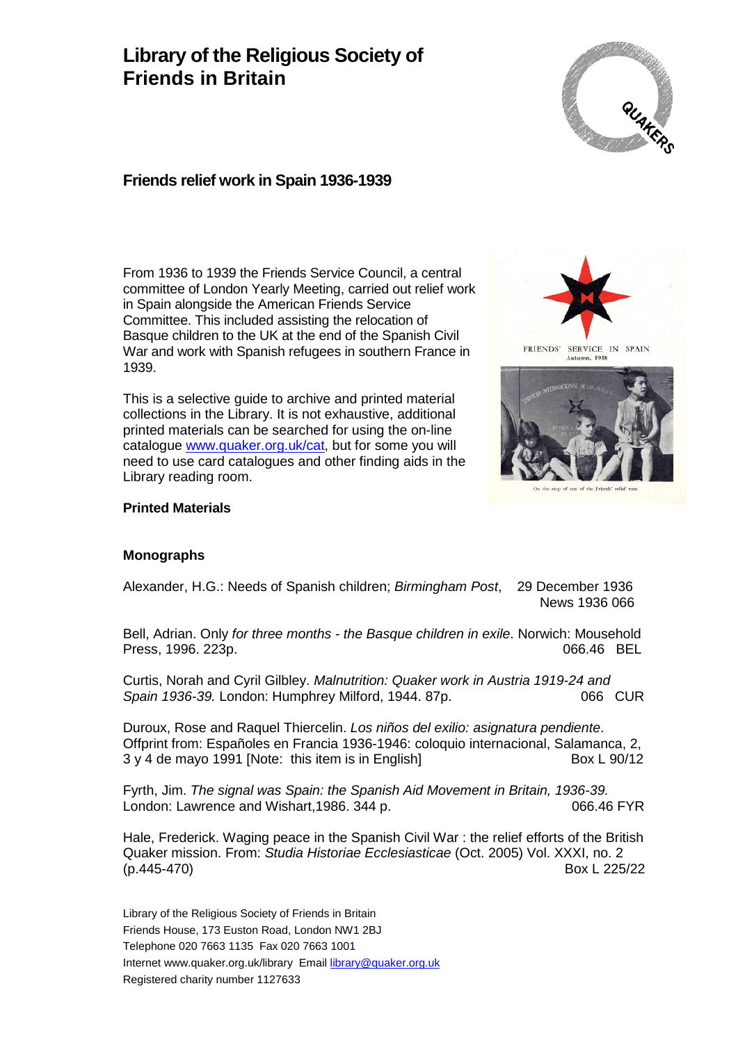# Library of the Religious Society of Friends in Britain

## Friends relief work in Spain 1936-1939

From 1936 to 1939 the Friends Service Council, a central committee of London Yearly Meeting, carried out relief work in Spain alongside the American Friends Service Committee. This included assisting the relocation of Basque children to the UK at the end of the Spanish Civil War and work with Spanish refugees in southern France in 1939.

This is a selective guide to archive and printed material collections in the Library. It is not exhaustive, additional printed materials can be searched for using the on-line catalogue www.quaker.org.uk/cat, but for some you will need to use card catalogues and other finding aids in the Library reading room.

FRIENDS' SERVICE IN SPAIN
Autumn, 1938

On the step of one of the Friends' relief vans

### Printed Materials

### Monographs

Alexander, H.G.: Needs of Spanish children; *Birmingham Post*, 29 December 1936
News 1936 066

Bell, Adrian. Only *for three months - the Basque children in exile*. Norwich: Mousehold Press, 1996. 223p. 066.46 BEL

Curtis, Norah and Cyril Gilbley. *Malnutrition: Quaker work in Austria 1919-24 and Spain 1936-39.* London: Humphrey Milford, 1944. 87p. 066 CUR

Duroux, Rose and Raquel Thiercelin. *Los niños del exilio: asignatura pendiente*. Offprint from: Españoles en Francia 1936-1946: coloquio internacional, Salamanca, 2, 3 y 4 de mayo 1991 [Note: this item is in English] Box L 90/12

Fyrth, Jim. *The signal was Spain: the Spanish Aid Movement in Britain, 1936-39.* London: Lawrence and Wishart,1986. 344 p. 066.46 FYR

Hale, Frederick. Waging peace in the Spanish Civil War : the relief efforts of the British Quaker mission. From: *Studia Historiae Ecclesiasticae* (Oct. 2005) Vol. XXXI, no. 2 (p.445-470) Box L 225/22

Library of the Religious Society of Friends in Britain
Friends House, 173 Euston Road, London NW1 2BJ
Telephone 020 7663 1135 Fax 020 7663 1001
Internet www.quaker.org.uk/library Email library@quaker.org.uk
Registered charity number 1127633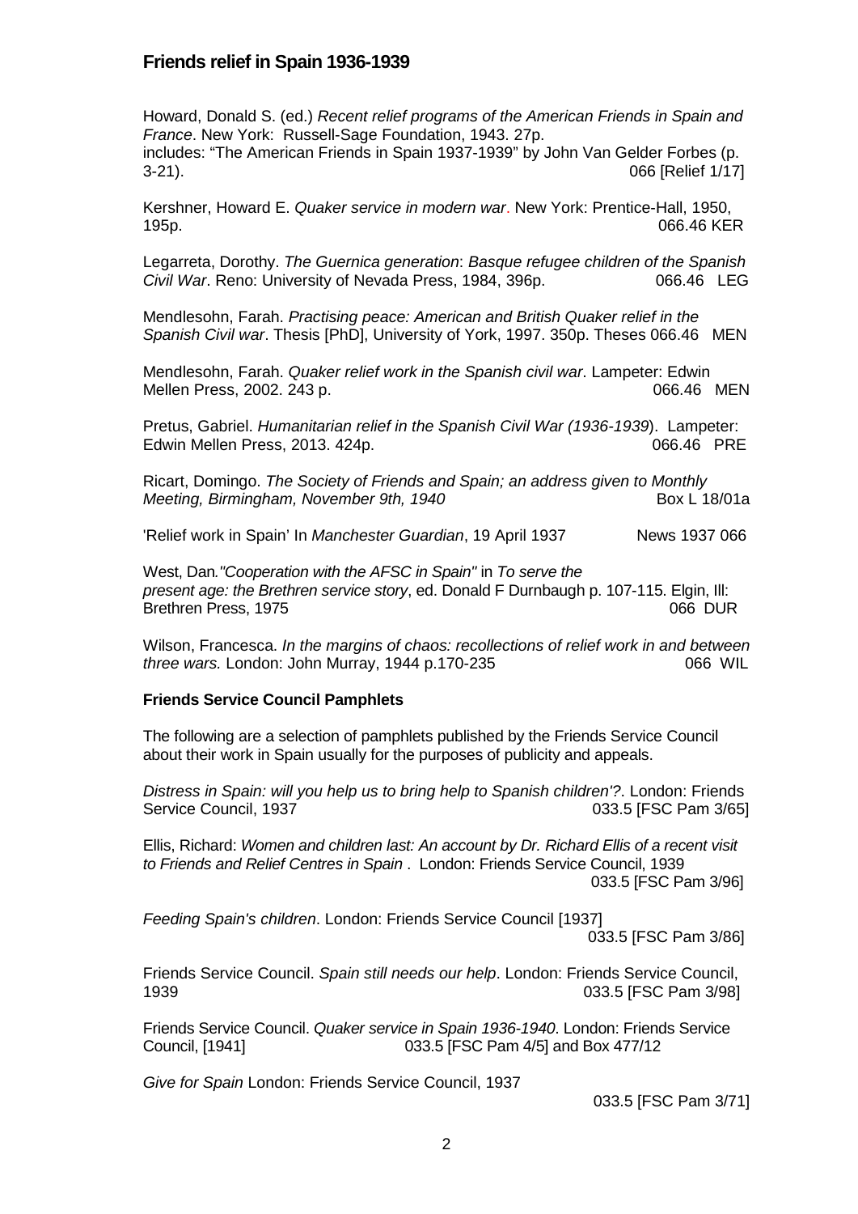## Friends relief in Spain 1936-1939

Howard, Donald S. (ed.) *Recent relief programs of the American Friends in Spain and France*. New York: Russell-Sage Foundation, 1943. 27p.
includes: "The American Friends in Spain 1937-1939" by John Van Gelder Forbes (p. 3-21). 066 [Relief 1/17]

Kershner, Howard E. *Quaker service in modern war*. New York: Prentice-Hall, 1950, 195p. 066.46 KER

Legarreta, Dorothy. *The Guernica generation*: *Basque refugee children of the Spanish Civil War*. Reno: University of Nevada Press, 1984, 396p. 066.46 LEG

Mendlesohn, Farah. *Practising peace: American and British Quaker relief in the Spanish Civil war*. Thesis [PhD], University of York, 1997. 350p. Theses 066.46 MEN

Mendlesohn, Farah. *Quaker relief work in the Spanish civil war*. Lampeter: Edwin Mellen Press, 2002. 243 p. 066.46 MEN

Pretus, Gabriel. *Humanitarian relief in the Spanish Civil War (1936-1939*). Lampeter: Edwin Mellen Press, 2013. 424p. 066.46 PRE

Ricart, Domingo. *The Society of Friends and Spain; an address given to Monthly Meeting, Birmingham, November 9th, 1940* Box L 18/01a

'Relief work in Spain' In *Manchester Guardian*, 19 April 1937 News 1937 066

West, Dan*."Cooperation with the AFSC in Spain"* in *To serve the present age: the Brethren service story*, ed. Donald F Durnbaugh p. 107-115. Elgin, Ill: Brethren Press, 1975 066 DUR

Wilson, Francesca. *In the margins of chaos: recollections of relief work in and between three wars.* London: John Murray, 1944 p.170-235 066 WIL

### Friends Service Council Pamphlets

The following are a selection of pamphlets published by the Friends Service Council about their work in Spain usually for the purposes of publicity and appeals.

*Distress in Spain: will you help us to bring help to Spanish children'?*. London: Friends Service Council, 1937 033.5 [FSC Pam 3/65]

Ellis, Richard: *Women and children last: An account by Dr. Richard Ellis of a recent visit to Friends and Relief Centres in Spain* . London: Friends Service Council, 1939 033.5 [FSC Pam 3/96]

*Feeding Spain's children*. London: Friends Service Council [1937] 033.5 [FSC Pam 3/86]

Friends Service Council. *Spain still needs our help*. London: Friends Service Council, 1939 033.5 [FSC Pam 3/98]

Friends Service Council. *Quaker service in Spain 1936-1940*. London: Friends Service Council, [1941] 033.5 [FSC Pam 4/5] and Box 477/12

*Give for Spain* London: Friends Service Council, 1937 033.5 [FSC Pam 3/71]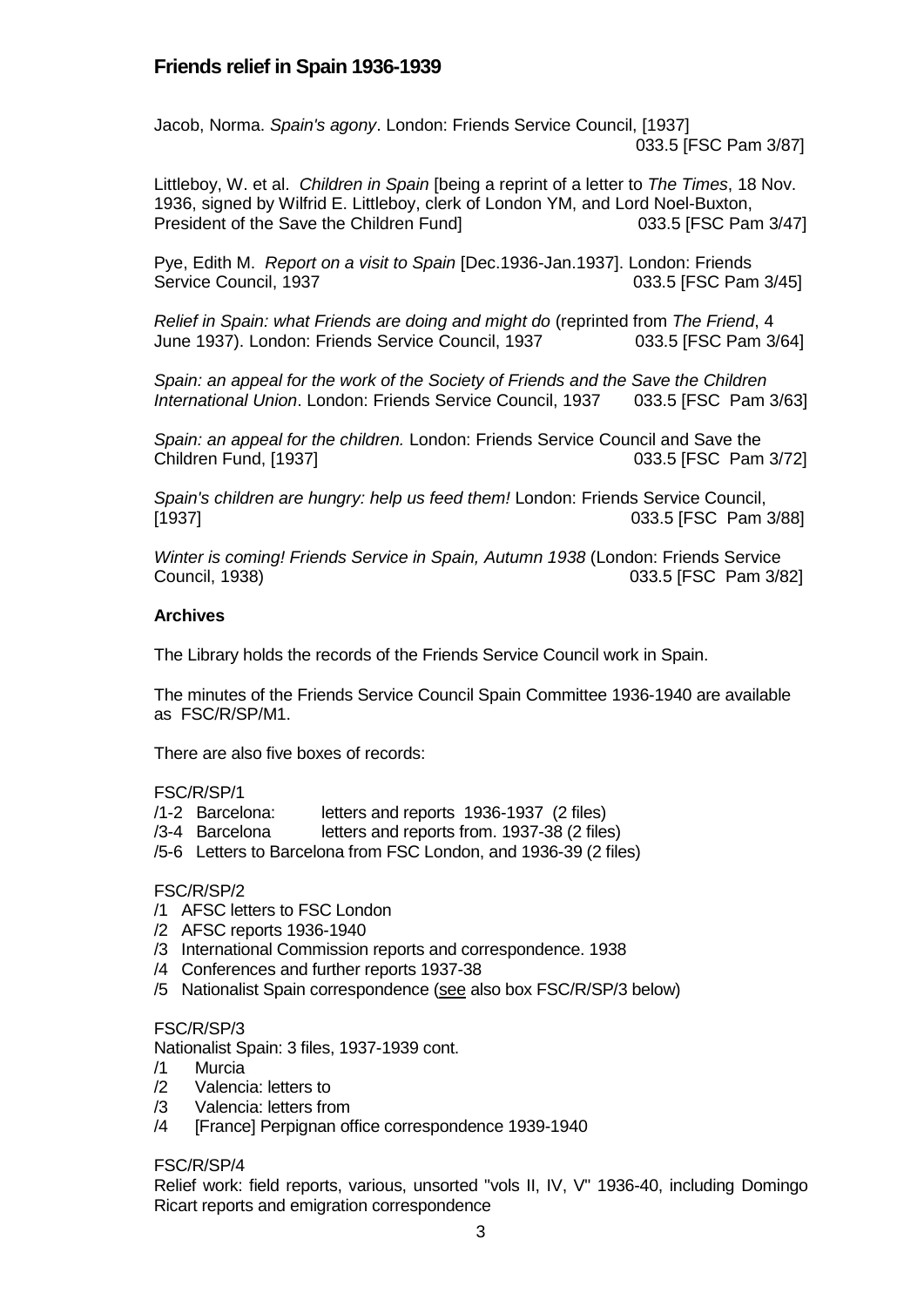## Friends relief in Spain 1936-1939

Jacob, Norma. *Spain's agony*. London: Friends Service Council, [1937] 033.5 [FSC Pam 3/87]

Littleboy, W. et al. *Children in Spain* [being a reprint of a letter to *The Times*, 18 Nov. 1936, signed by Wilfrid E. Littleboy, clerk of London YM, and Lord Noel-Buxton, President of the Save the Children Fund] 033.5 [FSC Pam 3/47]

Pye, Edith M. *Report on a visit to Spain* [Dec.1936-Jan.1937]. London: Friends Service Council, 1937 033.5 [FSC Pam 3/45]

*Relief in Spain: what Friends are doing and might do* (reprinted from *The Friend*, 4 June 1937). London: Friends Service Council, 1937 033.5 [FSC Pam 3/64]

*Spain: an appeal for the work of the Society of Friends and the Save the Children International Union*. London: Friends Service Council, 1937 033.5 [FSC Pam 3/63]

*Spain: an appeal for the children.* London: Friends Service Council and Save the Children Fund, [1937] 033.5 [FSC Pam 3/72]

*Spain's children are hungry: help us feed them!* London: Friends Service Council, [1937] 033.5 [FSC Pam 3/88]

*Winter is coming! Friends Service in Spain, Autumn 1938* (London: Friends Service Council, 1938) 033.5 [FSC Pam 3/82]

**Archives**

The Library holds the records of the Friends Service Council work in Spain.

The minutes of the Friends Service Council Spain Committee 1936-1940 are available as FSC/R/SP/M1.

There are also five boxes of records:

FSC/R/SP/1
- /1-2 Barcelona: letters and reports 1936-1937 (2 files)
- /3-4 Barcelona letters and reports from. 1937-38 (2 files)
- /5-6 Letters to Barcelona from FSC London, and 1936-39 (2 files)

FSC/R/SP/2
- /1 AFSC letters to FSC London
- /2 AFSC reports 1936-1940
- /3 International Commission reports and correspondence. 1938
- /4 Conferences and further reports 1937-38
- /5 Nationalist Spain correspondence (see also box FSC/R/SP/3 below)

FSC/R/SP/3
Nationalist Spain: 3 files, 1937-1939 cont.
- /1 Murcia
- /2 Valencia: letters to
- /3 Valencia: letters from
- /4 [France] Perpignan office correspondence 1939-1940

FSC/R/SP/4
Relief work: field reports, various, unsorted "vols II, IV, V" 1936-40, including Domingo Ricart reports and emigration correspondence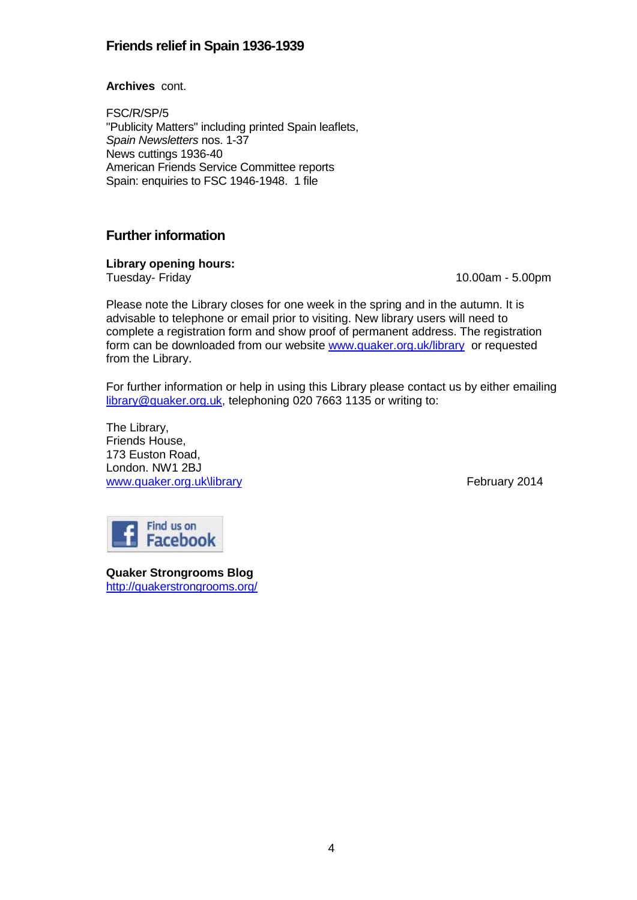## Friends relief in Spain 1936-1939

**Archives** cont.

FSC/R/SP/5
"Publicity Matters" including printed Spain leaflets,
*Spain Newsletters* nos. 1-37
News cuttings 1936-40
American Friends Service Committee reports
Spain: enquiries to FSC 1946-1948. 1 file

## Further information

**Library opening hours:**
Tuesday- Friday 10.00am - 5.00pm

Please note the Library closes for one week in the spring and in the autumn. It is advisable to telephone or email prior to visiting. New library users will need to complete a registration form and show proof of permanent address. The registration form can be downloaded from our website www.quaker.org.uk/library or requested from the Library.

For further information or help in using this Library please contact us by either emailing library@quaker.org.uk, telephoning 020 7663 1135 or writing to:

The Library,
Friends House,
173 Euston Road,
London. NW1 2BJ
www.quaker.org.uk\library

February 2014

Find us on Facebook

**Quaker Strongrooms Blog**
http://quakerstrongrooms.org/